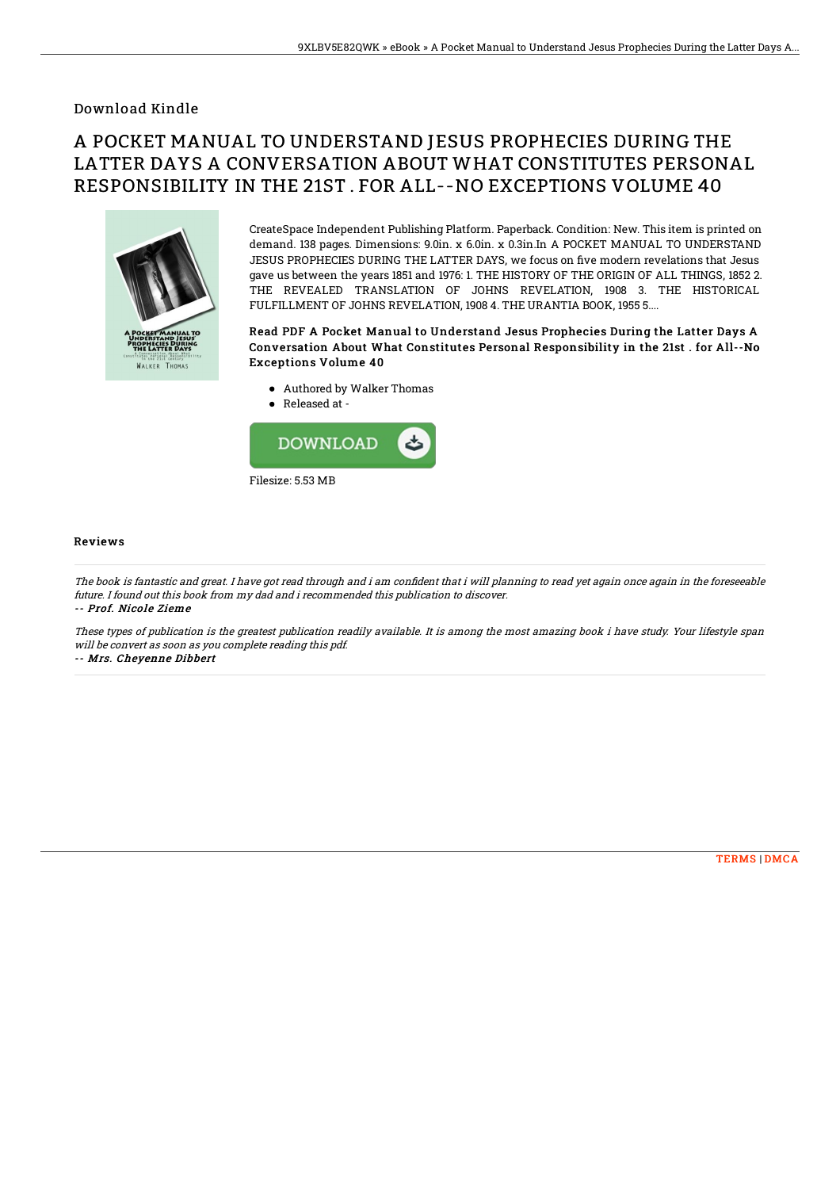Download Kindle

# A POCKET MANUAL TO UNDERSTAND JESUS PROPHECIES DURING THE LATTER DAYS A CONVERSATION ABOUT WHAT CONSTITUTES PERSONAL RESPONSIBILITY IN THE 21ST . FOR ALL--NO EXCEPTIONS VOLUME 40

CreateSpace Independent Publishing Platform. Paperback. Condition: New. This item is printed on demand. 138 pages. Dimensions: 9.0in. x 6.0in. x 0.3in.In A POCKET MANUAL TO UNDERSTAND JESUS PROPHECIES DURING THE LATTER DAYS, we focus on five modern revelations that Jesus gave us between the years 1851 and 1976: 1. THE HISTORY OF THE ORIGIN OF ALL THINGS, 1852 2. THE REVEALED TRANSLATION OF JOHNS REVELATION, 1908 3. THE HISTORICAL FULFILLMENT OF JOHNS REVELATION, 1908 4. THE URANTIA BOOK, 1955 5....

**Read PDF A Pocket Manual to Understand Jesus Prophecies During the Latter Days A Conversation About What Constitutes Personal Responsibility in the 21st . for All--No Exceptions Volume 40**

- Authored by Walker Thomas
- Released at -

Filesize: 5.53 MB

## Reviews

*The book is fantastic and great. I have got read through and i am confident that i will planning to read yet again once again in the foreseeable future. I found out this book from my dad and i recommended this publication to discover.*

*-- Prof. Nicole Zieme*

*These types of publication is the greatest publication readily available. It is among the most amazing book i have study. Your lifestyle span will be convert as soon as you complete reading this pdf.*

*-- Mrs. Cheyenne Dibbert*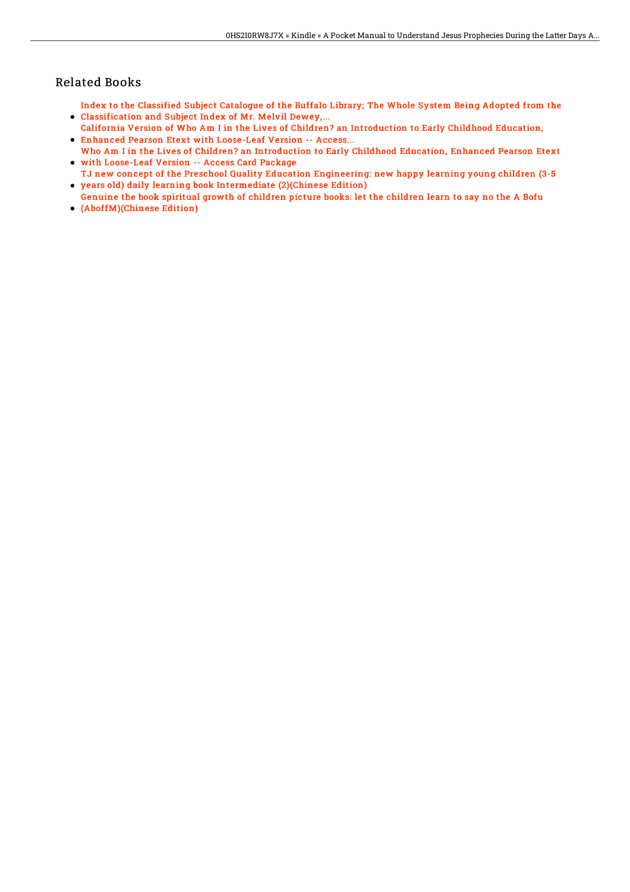## Related Books

- Index to the Classified Subject Catalogue of the Buffalo Library; The Whole System Being Adopted from the Classification and Subject Index of Mr. Melvil Dewey,...
- California Version of Who Am I in the Lives of Children? an Introduction to Early Childhood Education, Enhanced Pearson Etext with Loose-Leaf Version -- Access...
- Who Am I in the Lives of Children? an Introduction to Early Childhood Education, Enhanced Pearson Etext with Loose-Leaf Version -- Access Card Package
- TJ new concept of the Preschool Quality Education Engineering: new happy learning young children (3-5 years old) daily learning book Intermediate (2)(Chinese Edition)
- Genuine the book spiritual growth of children picture books: let the children learn to say no the A Bofu (AboffM)(Chinese Edition)